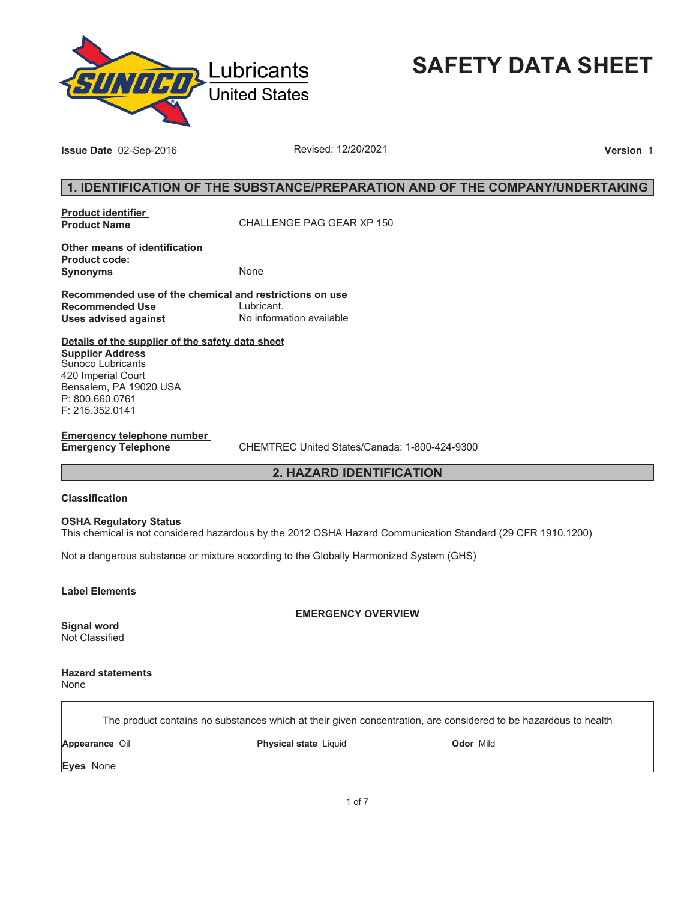Lubricants
United States

# SAFETY DATA SHEET

**Issue Date** 02-Sep-2016 Revised: 12/20/2021 **Version** 1

## 1. IDENTIFICATION OF THE SUBSTANCE/PREPARATION AND OF THE COMPANY/UNDERTAKING

**Product identifier**

| | |
|---|---|
| **Product Name** | CHALLENGE PAG GEAR XP 150 |

**Other means of identification**

| | |
|---|---|
| **Product code:** | |
| **Synonyms** | None |

**Recommended use of the chemical and restrictions on use**

| | |
|---|---|
| **Recommended Use** | Lubricant. |
| **Uses advised against** | No information available |

**Details of the supplier of the safety data sheet**

**Supplier Address**
Sunoco Lubricants
420 Imperial Court
Bensalem, PA 19020 USA
P: 800.660.0761
F: 215.352.0141

**Emergency telephone number**

| | |
|---|---|
| **Emergency Telephone** | CHEMTREC United States/Canada: 1-800-424-9300 |

## 2. HAZARD IDENTIFICATION

**Classification**

**OSHA Regulatory Status**
This chemical is not considered hazardous by the 2012 OSHA Hazard Communication Standard (29 CFR 1910.1200)

Not a dangerous substance or mixture according to the Globally Harmonized System (GHS)

**Label Elements**

**EMERGENCY OVERVIEW**

**Signal word**
Not Classified

**Hazard statements**
None

The product contains no substances which at their given concentration, are considered to be hazardous to health

**Appearance** Oil **Physical state** Liquid **Odor** Mild

**Eyes** None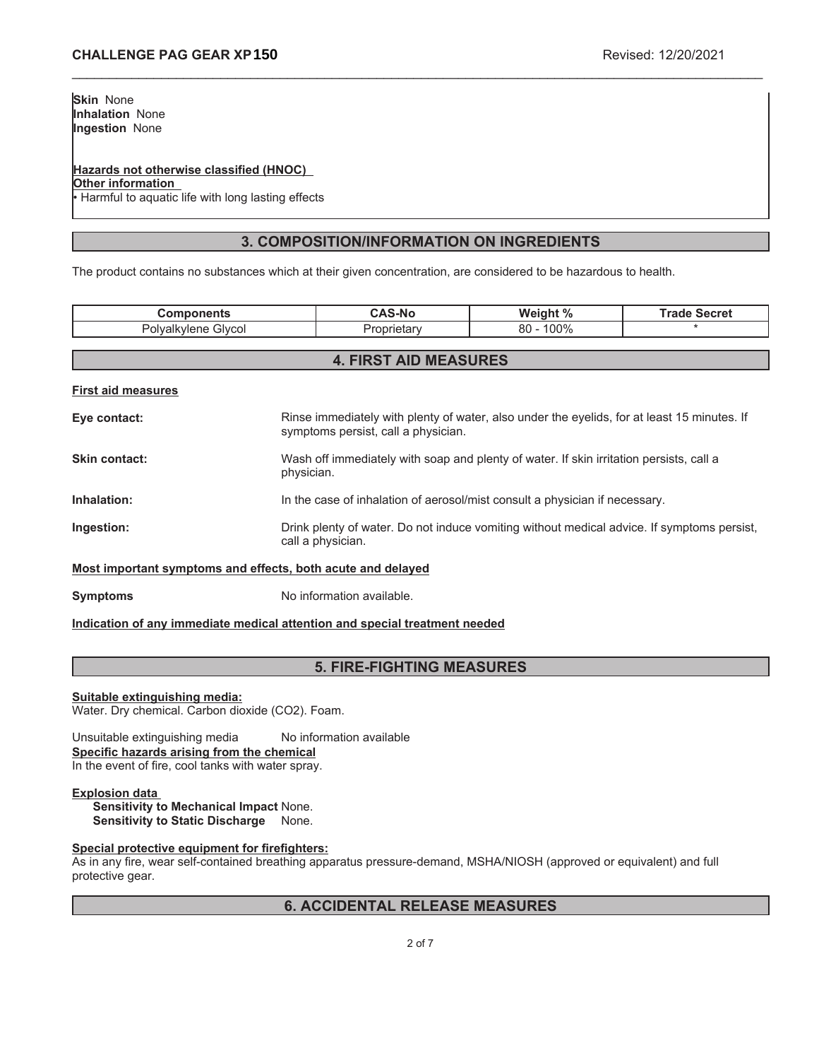**Skin** None
**Inhalation** None
**Ingestion** None

**Hazards not otherwise classified (HNOC)**
**Other information**
• Harmful to aquatic life with long lasting effects

## 3. COMPOSITION/INFORMATION ON INGREDIENTS

The product contains no substances which at their given concentration, are considered to be hazardous to health.

| Components | CAS-No | Weight % | Trade Secret |
|---|---|---|---|
| Polyalkylene Glycol | Proprietary | 80 - 100% | * |

## 4. FIRST AID MEASURES

**First aid measures**

**Eye contact:** Rinse immediately with plenty of water, also under the eyelids, for at least 15 minutes. If symptoms persist, call a physician.

**Skin contact:** Wash off immediately with soap and plenty of water. If skin irritation persists, call a physician.

**Inhalation:** In the case of inhalation of aerosol/mist consult a physician if necessary.

**Ingestion:** Drink plenty of water. Do not induce vomiting without medical advice. If symptoms persist, call a physician.

**Most important symptoms and effects, both acute and delayed**

**Symptoms** No information available.

**Indication of any immediate medical attention and special treatment needed**

## 5. FIRE-FIGHTING MEASURES

**Suitable extinguishing media:**
Water. Dry chemical. Carbon dioxide ($CO_2$). Foam.

Unsuitable extinguishing media No information available
**Specific hazards arising from the chemical**
In the event of fire, cool tanks with water spray.

**Explosion data**
**Sensitivity to Mechanical Impact** None.
**Sensitivity to Static Discharge** None.

**Special protective equipment for firefighters:**
As in any fire, wear self-contained breathing apparatus pressure-demand, MSHA/NIOSH (approved or equivalent) and full protective gear.

## 6. ACCIDENTAL RELEASE MEASURES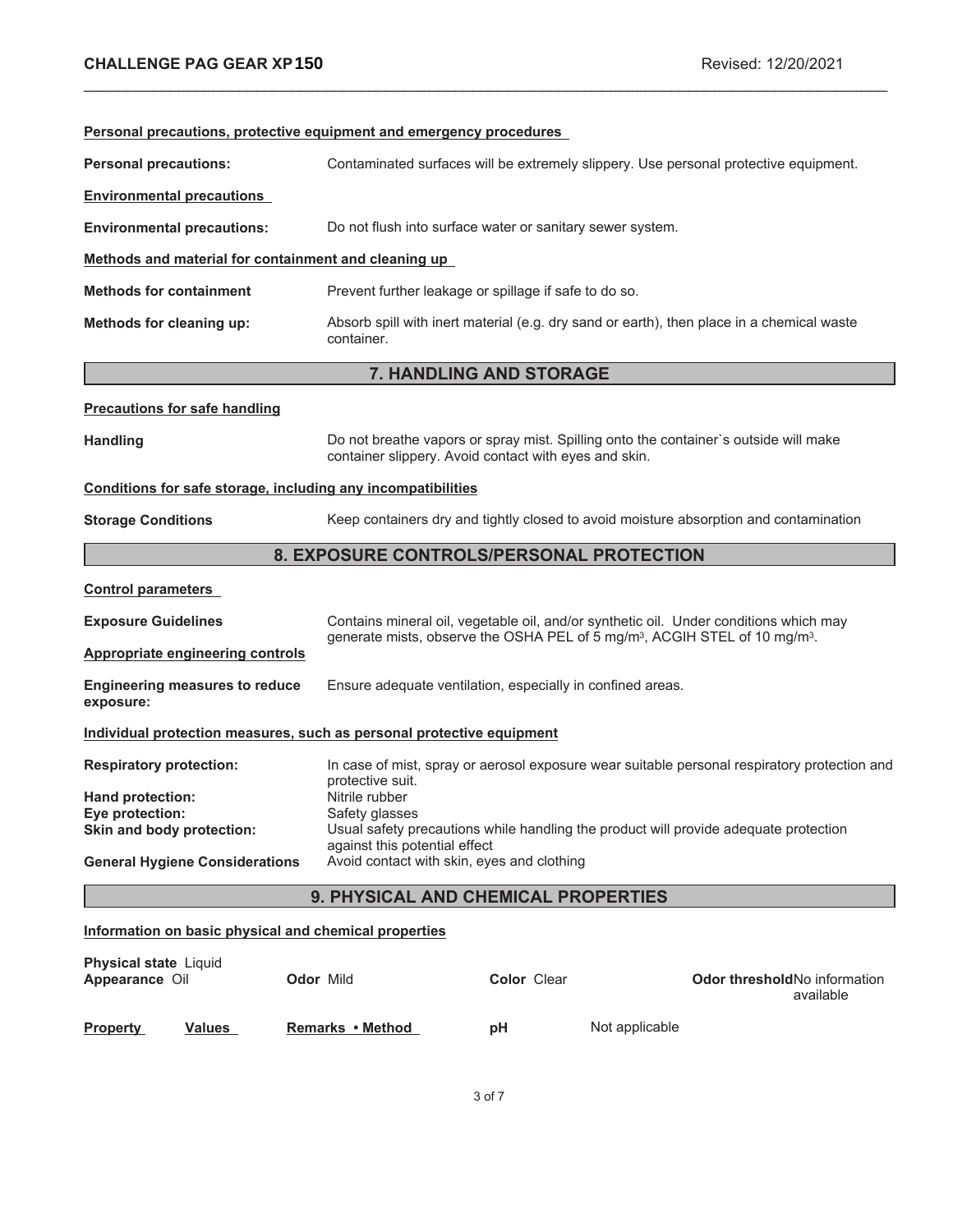**Personal precautions, protective equipment and emergency procedures**

**Personal precautions:** Contaminated surfaces will be extremely slippery. Use personal protective equipment.

**Environmental precautions**

**Environmental precautions:** Do not flush into surface water or sanitary sewer system.

**Methods and material for containment and cleaning up**

**Methods for containment** Prevent further leakage or spillage if safe to do so.

**Methods for cleaning up:** Absorb spill with inert material (e.g. dry sand or earth), then place in a chemical waste container.

## 7. HANDLING AND STORAGE

**Precautions for safe handling**

**Handling** Do not breathe vapors or spray mist. Spilling onto the container`s outside will make container slippery. Avoid contact with eyes and skin.

**Conditions for safe storage, including any incompatibilities**

**Storage Conditions** Keep containers dry and tightly closed to avoid moisture absorption and contamination

## 8. EXPOSURE CONTROLS/PERSONAL PROTECTION

**Control parameters**

**Exposure Guidelines** Contains mineral oil, vegetable oil, and/or synthetic oil. Under conditions which may generate mists, observe the OSHA PEL of 5 mg/m$^3$, ACGIH STEL of 10 mg/m$^3$.

**Appropriate engineering controls**

**Engineering measures to reduce exposure:** Ensure adequate ventilation, especially in confined areas.

**Individual protection measures, such as personal protective equipment**

**Respiratory protection:** In case of mist, spray or aerosol exposure wear suitable personal respiratory protection and protective suit.

**Hand protection:** Nitrile rubber

**Eye protection:** Safety glasses

**Skin and body protection:** Usual safety precautions while handling the product will provide adequate protection against this potential effect

**General Hygiene Considerations** Avoid contact with skin, eyes and clothing

## 9. PHYSICAL AND CHEMICAL PROPERTIES

**Information on basic physical and chemical properties**

**Physical state** Liquid
**Appearance** Oil **Odor** Mild **Color** Clear **Odor threshold** No information available

| Property | Values | Remarks • Method |
|---|---|---|
| pH | Not applicable | |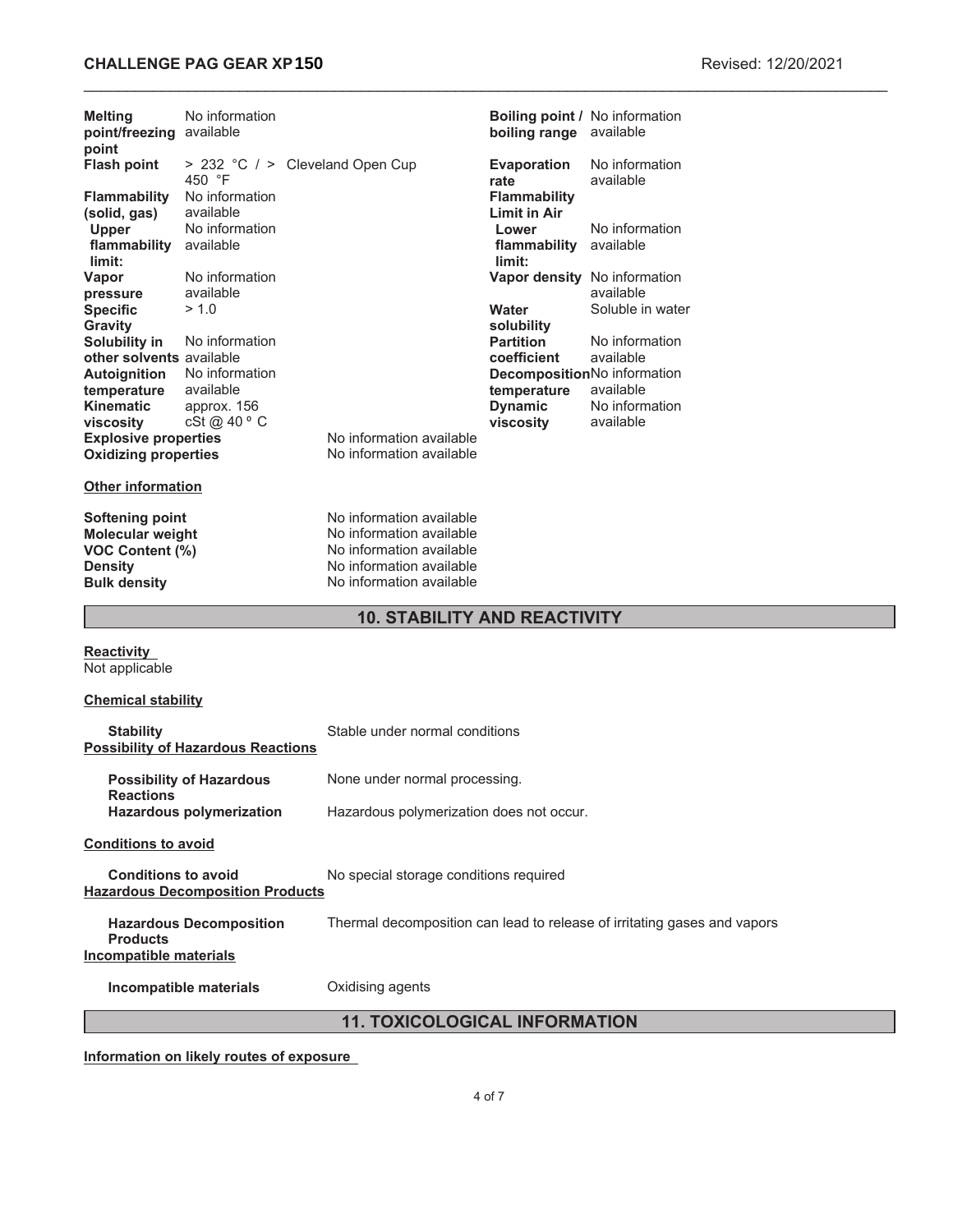| Property | Value | | Property | Value |
|---|---|---|---|---|
| **Melting point/freezing point** | No information available | | **Boiling point / boiling range** | No information available |
| **Flash point** | > 232 °C / > 450 °F | Cleveland Open Cup | **Evaporation rate** | No information available |
| **Flammability (solid, gas)** | No information available | | **Flammability Limit in Air** | |
| **Upper flammability limit:** | No information available | | **Lower flammability limit:** | No information available |
| **Vapor pressure** | No information available | | **Vapor density** | No information available |
| **Specific Gravity** | > 1.0 | | **Water solubility** | Soluble in water |
| **Solubility in other solvents** | No information available | | **Partition coefficient** | No information available |
| **Autoignition temperature** | No information available | | **Decomposition temperature** | No information available |
| **Kinematic viscosity** | approx. 156 cSt @ 40 º C | | **Dynamic viscosity** | No information available |

**Explosive properties** No information available
**Oxidizing properties** No information available

**Other information**

**Softening point** No information available
**Molecular weight** No information available
**VOC Content (%)** No information available
**Density** No information available
**Bulk density** No information available

## 10. STABILITY AND REACTIVITY

**Reactivity**
Not applicable

**Chemical stability**

**Stability** Stable under normal conditions

**Possibility of Hazardous Reactions**

**Possibility of Hazardous Reactions** None under normal processing.
**Hazardous polymerization** Hazardous polymerization does not occur.

**Conditions to avoid**

**Conditions to avoid** No special storage conditions required

**Hazardous Decomposition Products**

**Hazardous Decomposition Products** Thermal decomposition can lead to release of irritating gases and vapors

**Incompatible materials**

**Incompatible materials** Oxidising agents

## 11. TOXICOLOGICAL INFORMATION

**Information on likely routes of exposure**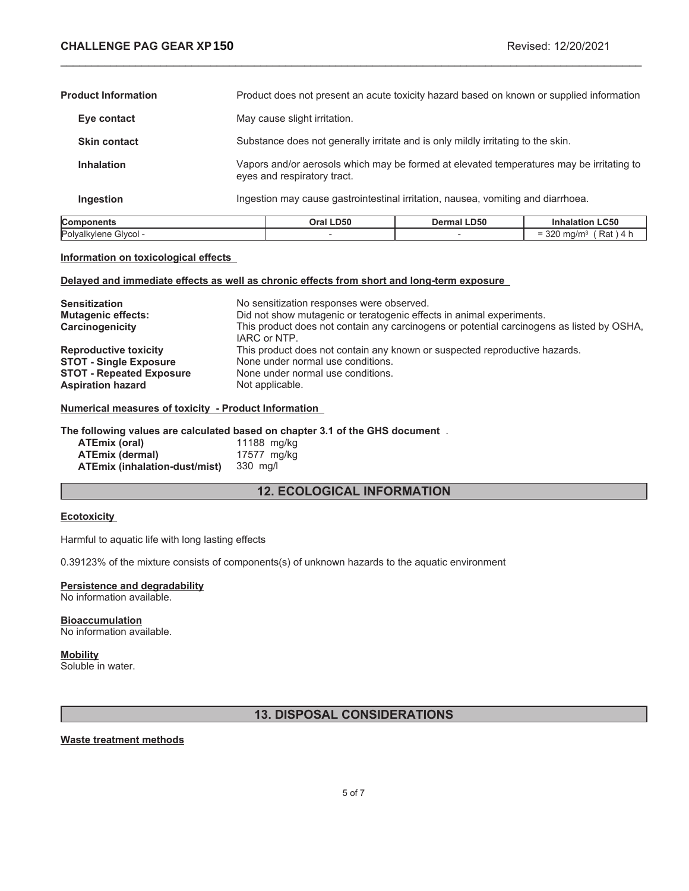| | |
|---|---|
| **Product Information** | Product does not present an acute toxicity hazard based on known or supplied information |
| **Eye contact** | May cause slight irritation. |
| **Skin contact** | Substance does not generally irritate and is only mildly irritating to the skin. |
| **Inhalation** | Vapors and/or aerosols which may be formed at elevated temperatures may be irritating to eyes and respiratory tract. |
| **Ingestion** | Ingestion may cause gastrointestinal irritation, nausea, vomiting and diarrhoea. |

| Components | Oral LD50 | Dermal LD50 | Inhalation LC50 |
|---|---|---|---|
| Polyalkylene Glycol - | - | - | = 320 mg/m$^3$ ( Rat ) 4 h |

**Information on toxicological effects**

**Delayed and immediate effects as well as chronic effects from short and long-term exposure**

| | |
|---|---|
| **Sensitization** | No sensitization responses were observed. |
| **Mutagenic effects:** | Did not show mutagenic or teratogenic effects in animal experiments. |
| **Carcinogenicity** | This product does not contain any carcinogens or potential carcinogens as listed by OSHA, IARC or NTP. |
| **Reproductive toxicity** | This product does not contain any known or suspected reproductive hazards. |
| **STOT - Single Exposure** | None under normal use conditions. |
| **STOT - Repeated Exposure** | None under normal use conditions. |
| **Aspiration hazard** | Not applicable. |

**Numerical measures of toxicity - Product Information**

**The following values are calculated based on chapter 3.1 of the GHS document** .

| | |
|---|---|
| **ATEmix (oral)** | 11188 mg/kg |
| **ATEmix (dermal)** | 17577 mg/kg |
| **ATEmix (inhalation-dust/mist)** | 330 mg/l |

## 12. ECOLOGICAL INFORMATION

**Ecotoxicity**

Harmful to aquatic life with long lasting effects

0.39123% of the mixture consists of components(s) of unknown hazards to the aquatic environment

**Persistence and degradability**
No information available.

**Bioaccumulation**
No information available.

**Mobility**
Soluble in water.

## 13. DISPOSAL CONSIDERATIONS

**Waste treatment methods**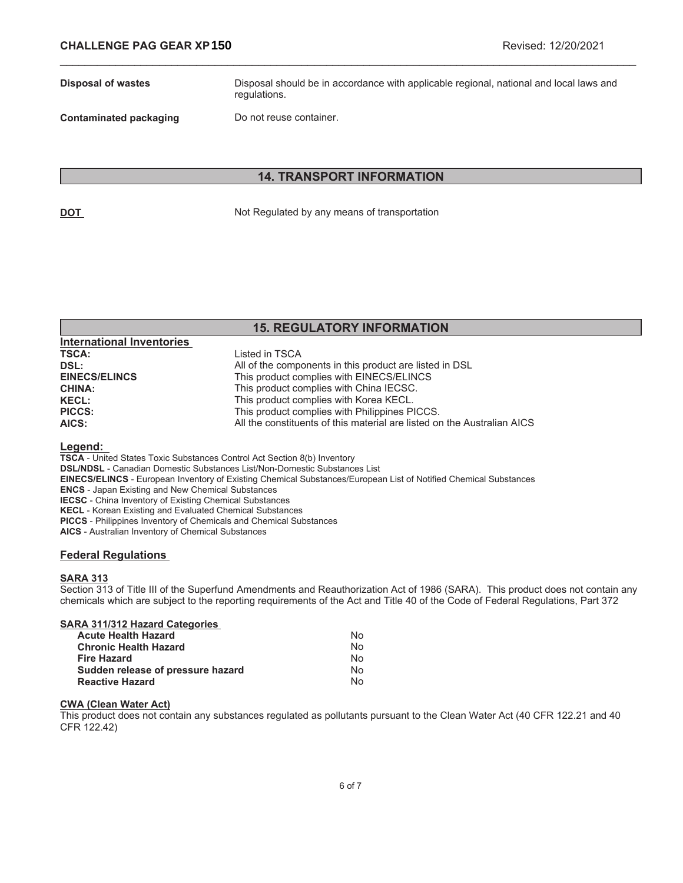**Disposal of wastes** — Disposal should be in accordance with applicable regional, national and local laws and regulations.

**Contaminated packaging** — Do not reuse container.

## 14. TRANSPORT INFORMATION

**DOT** — Not Regulated by any means of transportation

## 15. REGULATORY INFORMATION

### International Inventories

| | |
|---|---|
| **TSCA:** | Listed in TSCA |
| **DSL:** | All of the components in this product are listed in DSL |
| **EINECS/ELINCS** | This product complies with EINECS/ELINCS |
| **CHINA:** | This product complies with China IECSC. |
| **KECL:** | This product complies with Korea KECL. |
| **PICCS:** | This product complies with Philippines PICCS. |
| **AICS:** | All the constituents of this material are listed on the Australian AICS |

### Legend:

**TSCA** - United States Toxic Substances Control Act Section 8(b) Inventory
**DSL/NDSL** - Canadian Domestic Substances List/Non-Domestic Substances List
**EINECS/ELINCS** - European Inventory of Existing Chemical Substances/European List of Notified Chemical Substances
**ENCS** - Japan Existing and New Chemical Substances
**IECSC** - China Inventory of Existing Chemical Substances
**KECL** - Korean Existing and Evaluated Chemical Substances
**PICCS** - Philippines Inventory of Chemicals and Chemical Substances
**AICS** - Australian Inventory of Chemical Substances

### Federal Regulations

**SARA 313**

Section 313 of Title III of the Superfund Amendments and Reauthorization Act of 1986 (SARA). This product does not contain any chemicals which are subject to the reporting requirements of the Act and Title 40 of the Code of Federal Regulations, Part 372

**SARA 311/312 Hazard Categories**

| | |
|---|---|
| **Acute Health Hazard** | No |
| **Chronic Health Hazard** | No |
| **Fire Hazard** | No |
| **Sudden release of pressure hazard** | No |
| **Reactive Hazard** | No |

**CWA (Clean Water Act)**

This product does not contain any substances regulated as pollutants pursuant to the Clean Water Act (40 CFR 122.21 and 40 CFR 122.42)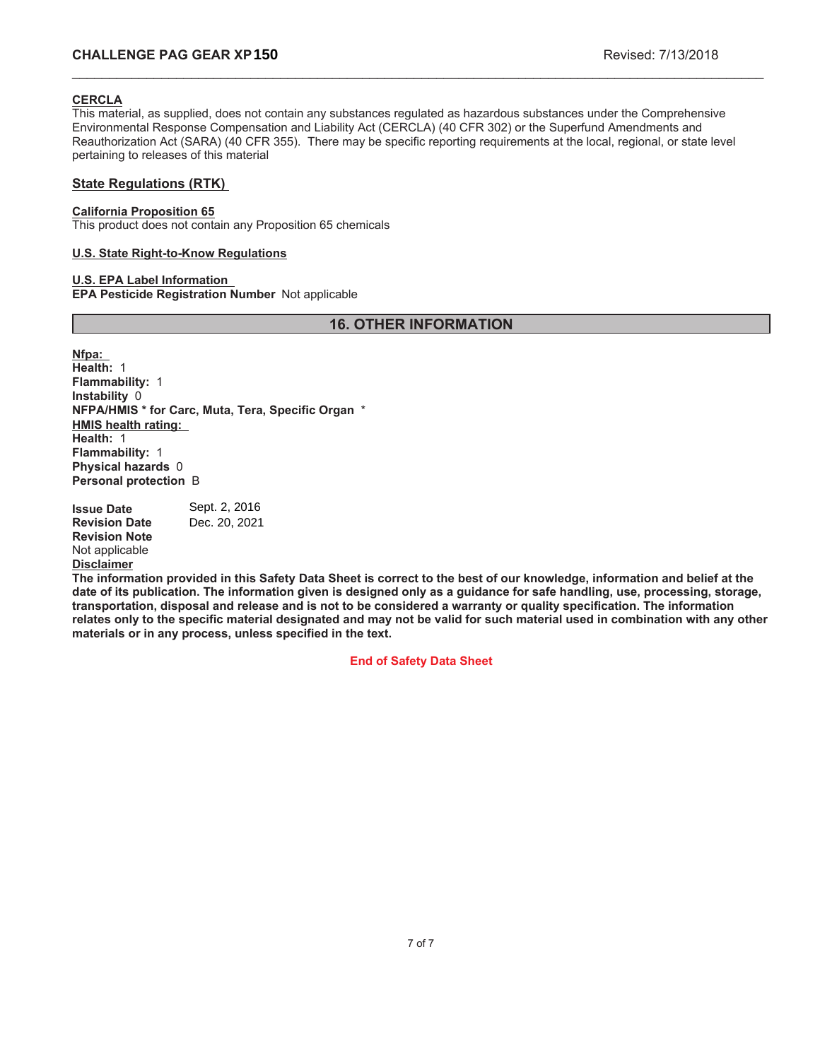**CERCLA**
This material, as supplied, does not contain any substances regulated as hazardous substances under the Comprehensive Environmental Response Compensation and Liability Act (CERCLA) (40 CFR 302) or the Superfund Amendments and Reauthorization Act (SARA) (40 CFR 355). There may be specific reporting requirements at the local, regional, or state level pertaining to releases of this material

**State Regulations (RTK)**

**California Proposition 65**
This product does not contain any Proposition 65 chemicals

**U.S. State Right-to-Know Regulations**

**U.S. EPA Label Information**
**EPA Pesticide Registration Number** Not applicable

## 16. OTHER INFORMATION

**Nfpa:**
**Health:** 1
**Flammability:** 1
**Instability** 0
**NFPA/HMIS * for Carc, Muta, Tera, Specific Organ** *
**HMIS health rating:**
**Health:** 1
**Flammability:** 1
**Physical hazards** 0
**Personal protection** B

**Issue Date** Sept. 2, 2016
**Revision Date** Dec. 20, 2021
**Revision Note**
Not applicable
**Disclaimer**
**The information provided in this Safety Data Sheet is correct to the best of our knowledge, information and belief at the date of its publication. The information given is designed only as a guidance for safe handling, use, processing, storage, transportation, disposal and release and is not to be considered a warranty or quality specification. The information relates only to the specific material designated and may not be valid for such material used in combination with any other materials or in any process, unless specified in the text.**

**End of Safety Data Sheet**